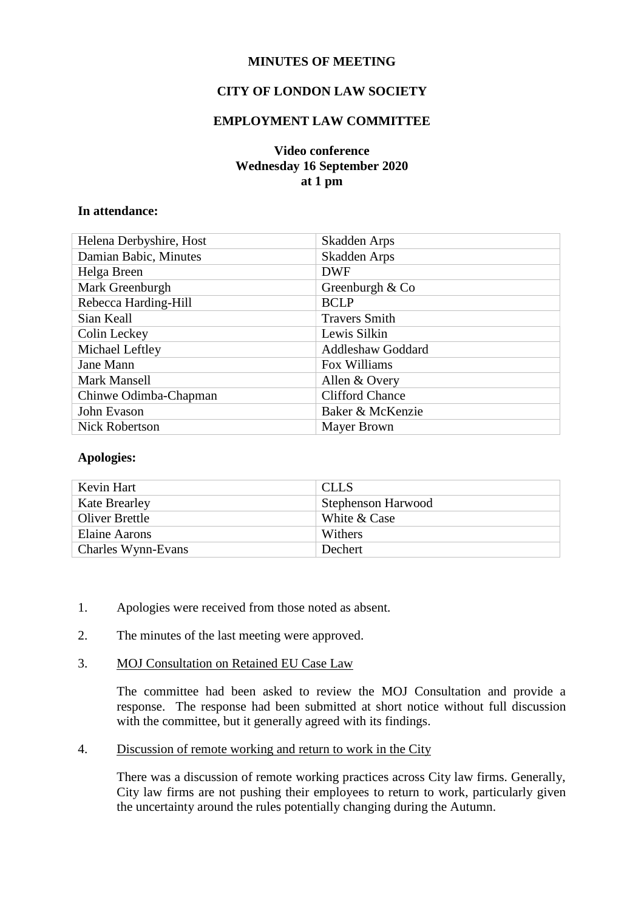**MINUTES OF MEETING**

**CITY OF LONDON LAW SOCIETY**

**EMPLOYMENT LAW COMMITTEE**

**Video conference**
**Wednesday 16 September 2020**
**at 1 pm**

**In attendance:**

| | |
|---|---|
| Helena Derbyshire, Host | Skadden Arps |
| Damian Babic, Minutes | Skadden Arps |
| Helga Breen | DWF |
| Mark Greenburgh | Greenburgh & Co |
| Rebecca Harding-Hill | BCLP |
| Sian Keall | Travers Smith |
| Colin Leckey | Lewis Silkin |
| Michael Leftley | Addleshaw Goddard |
| Jane Mann | Fox Williams |
| Mark Mansell | Allen & Overy |
| Chinwe Odimba-Chapman | Clifford Chance |
| John Evason | Baker & McKenzie |
| Nick Robertson | Mayer Brown |

**Apologies:**

| | |
|---|---|
| Kevin Hart | CLLS |
| Kate Brearley | Stephenson Harwood |
| Oliver Brettle | White & Case |
| Elaine Aarons | Withers |
| Charles Wynn-Evans | Dechert |

1. Apologies were received from those noted as absent.

2. The minutes of the last meeting were approved.

3. <u>MOJ Consultation on Retained EU Case Law</u>

   The committee had been asked to review the MOJ Consultation and provide a response. The response had been submitted at short notice without full discussion with the committee, but it generally agreed with its findings.

4. <u>Discussion of remote working and return to work in the City</u>

   There was a discussion of remote working practices across City law firms. Generally, City law firms are not pushing their employees to return to work, particularly given the uncertainty around the rules potentially changing during the Autumn.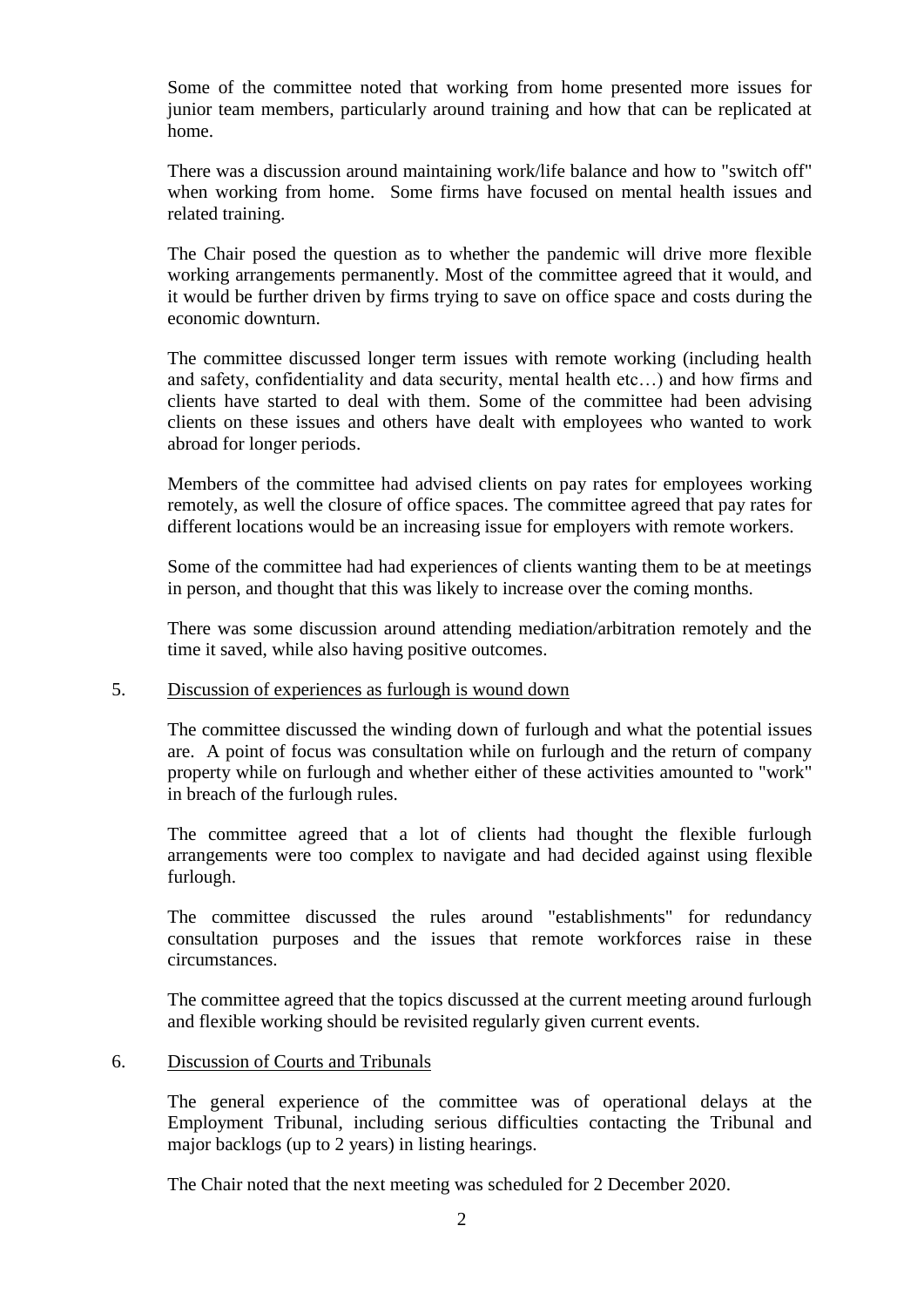Some of the committee noted that working from home presented more issues for junior team members, particularly around training and how that can be replicated at home.

There was a discussion around maintaining work/life balance and how to "switch off" when working from home. Some firms have focused on mental health issues and related training.

The Chair posed the question as to whether the pandemic will drive more flexible working arrangements permanently. Most of the committee agreed that it would, and it would be further driven by firms trying to save on office space and costs during the economic downturn.

The committee discussed longer term issues with remote working (including health and safety, confidentiality and data security, mental health etc…) and how firms and clients have started to deal with them. Some of the committee had been advising clients on these issues and others have dealt with employees who wanted to work abroad for longer periods.

Members of the committee had advised clients on pay rates for employees working remotely, as well the closure of office spaces. The committee agreed that pay rates for different locations would be an increasing issue for employers with remote workers.

Some of the committee had had experiences of clients wanting them to be at meetings in person, and thought that this was likely to increase over the coming months.

There was some discussion around attending mediation/arbitration remotely and the time it saved, while also having positive outcomes.

5. Discussion of experiences as furlough is wound down

The committee discussed the winding down of furlough and what the potential issues are. A point of focus was consultation while on furlough and the return of company property while on furlough and whether either of these activities amounted to "work" in breach of the furlough rules.

The committee agreed that a lot of clients had thought the flexible furlough arrangements were too complex to navigate and had decided against using flexible furlough.

The committee discussed the rules around "establishments" for redundancy consultation purposes and the issues that remote workforces raise in these circumstances.

The committee agreed that the topics discussed at the current meeting around furlough and flexible working should be revisited regularly given current events.

6. Discussion of Courts and Tribunals

The general experience of the committee was of operational delays at the Employment Tribunal, including serious difficulties contacting the Tribunal and major backlogs (up to 2 years) in listing hearings.

The Chair noted that the next meeting was scheduled for 2 December 2020.